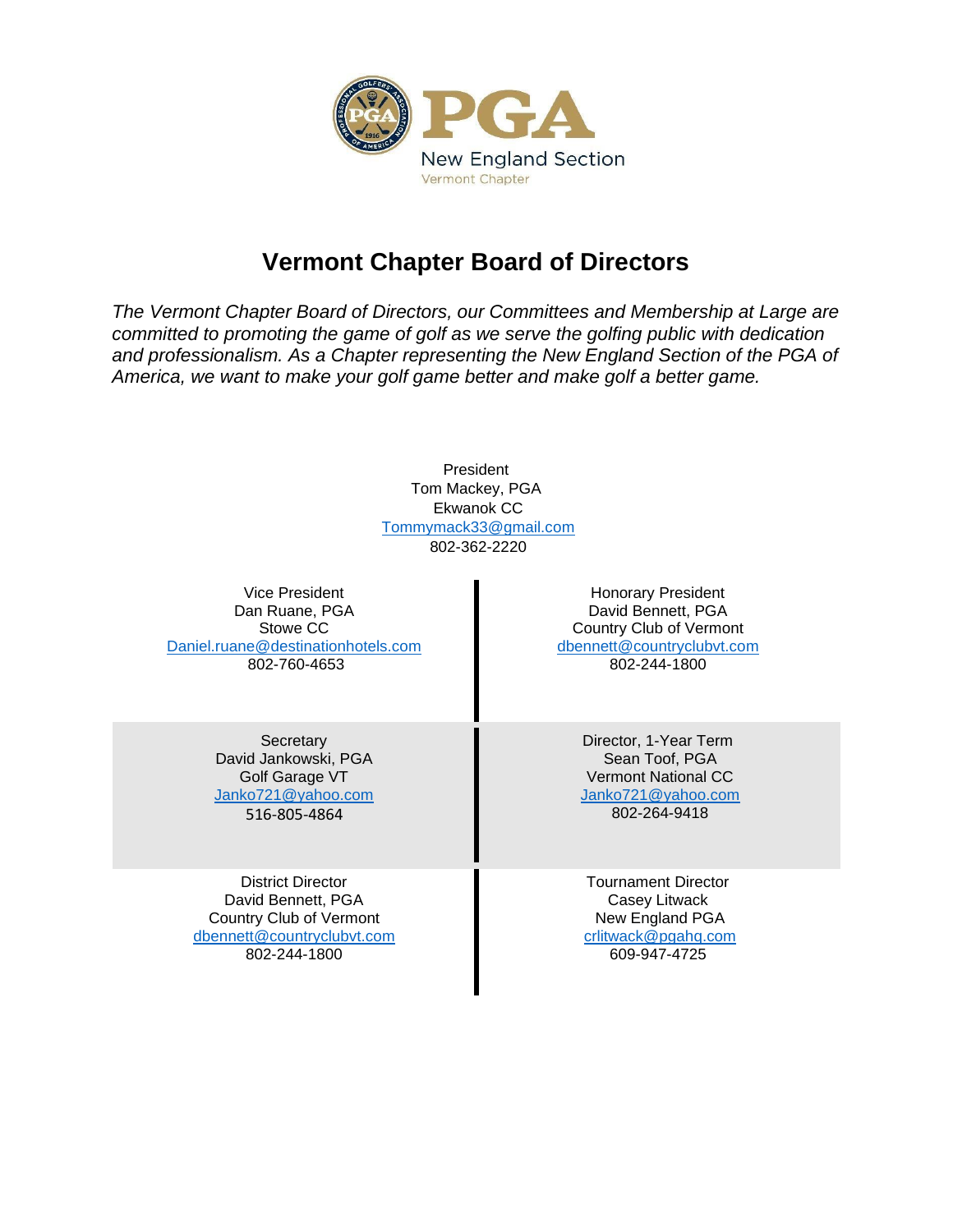PGA

New England Section

Vermont Chapter

# Vermont Chapter Board of Directors

*The Vermont Chapter Board of Directors, our Committees and Membership at Large are committed to promoting the game of golf as we serve the golfing public with dedication and professionalism. As a Chapter representing the New England Section of the PGA of America, we want to make your golf game better and make golf a better game.*

President
Tom Mackey, PGA
Ekwanok CC
Tommymack33@gmail.com
802-362-2220

| | |
|---|---|
| Vice President<br>Dan Ruane, PGA<br>Stowe CC<br>Daniel.ruane@destinationhotels.com<br>802-760-4653 | Honorary President<br>David Bennett, PGA<br>Country Club of Vermont<br>dbennett@countryclubvt.com<br>802-244-1800 |
| Secretary<br>David Jankowski, PGA<br>Golf Garage VT<br>Janko721@yahoo.com<br>516-805-4864 | Director, 1-Year Term<br>Sean Toof, PGA<br>Vermont National CC<br>Janko721@yahoo.com<br>802-264-9418 |
| District Director<br>David Bennett, PGA<br>Country Club of Vermont<br>dbennett@countryclubvt.com<br>802-244-1800 | Tournament Director<br>Casey Litwack<br>New England PGA<br>crlitwack@pgahq.com<br>609-947-4725 |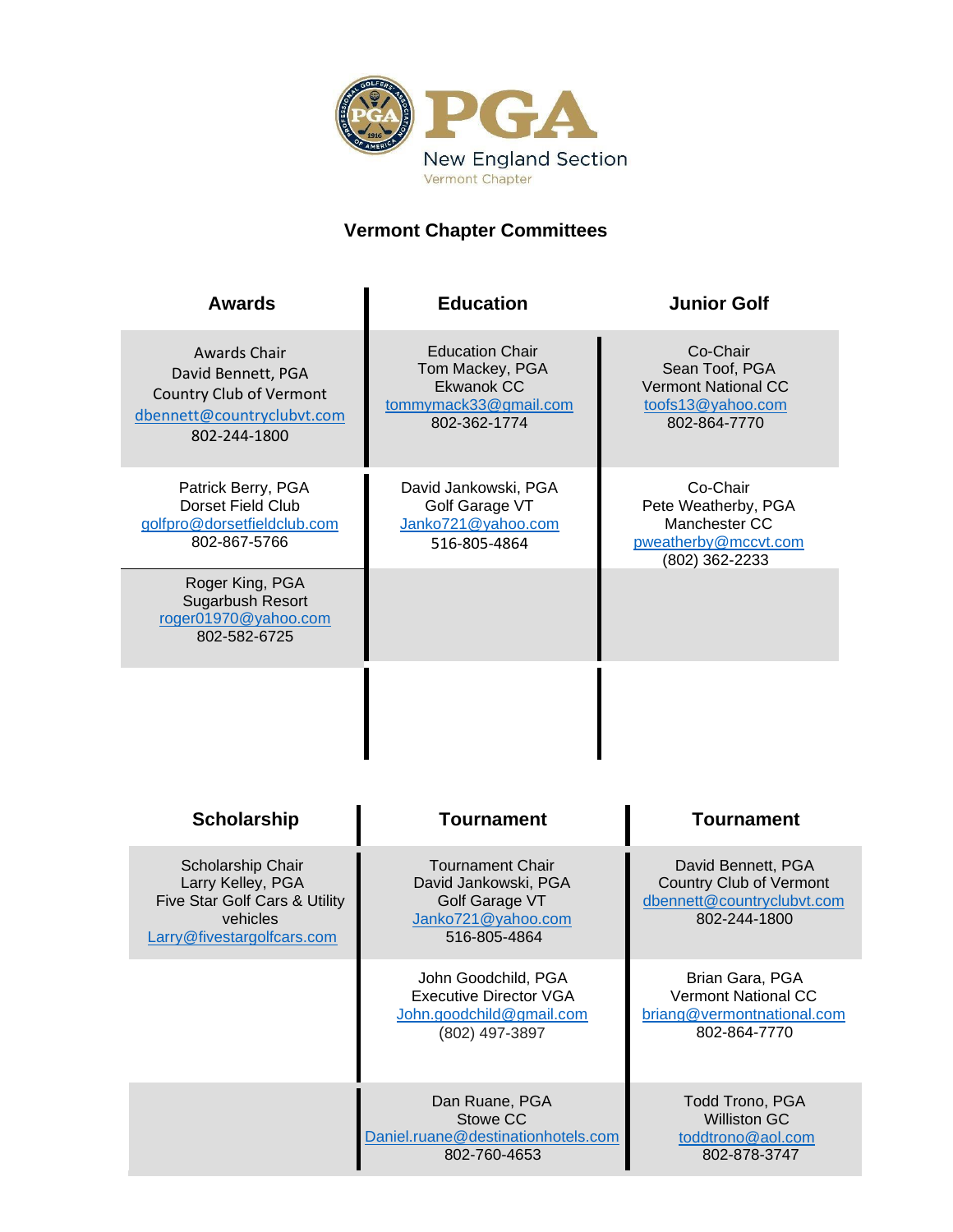PGA New England Section
Vermont Chapter

## Vermont Chapter Committees

| Awards | Education | Junior Golf |
|---|---|---|
| Awards Chair<br>David Bennett, PGA<br>Country Club of Vermont<br>dbennett@countryclubvt.com<br>802-244-1800 | Education Chair<br>Tom Mackey, PGA<br>Ekwanok CC<br>tommymack33@gmail.com<br>802-362-1774 | Co-Chair<br>Sean Toof, PGA<br>Vermont National CC<br>toofs13@yahoo.com<br>802-864-7770 |
| Patrick Berry, PGA<br>Dorset Field Club<br>golfpro@dorsetfieldclub.com<br>802-867-5766 | David Jankowski, PGA<br>Golf Garage VT<br>Janko721@yahoo.com<br>516-805-4864 | Co-Chair<br>Pete Weatherby, PGA<br>Manchester CC<br>pweatherby@mccvt.com<br>(802) 362-2233 |
| Roger King, PGA<br>Sugarbush Resort<br>roger01970@yahoo.com<br>802-582-6725 | | |

| Scholarship | Tournament | Tournament |
|---|---|---|
| Scholarship Chair<br>Larry Kelley, PGA<br>Five Star Golf Cars & Utility vehicles<br>Larry@fivestargolfcars.com | Tournament Chair<br>David Jankowski, PGA<br>Golf Garage VT<br>Janko721@yahoo.com<br>516-805-4864 | David Bennett, PGA<br>Country Club of Vermont<br>dbennett@countryclubvt.com<br>802-244-1800 |
| | John Goodchild, PGA<br>Executive Director VGA<br>John.goodchild@gmail.com<br>(802) 497-3897 | Brian Gara, PGA<br>Vermont National CC<br>briang@vermontnational.com<br>802-864-7770 |
| | Dan Ruane, PGA<br>Stowe CC<br>Daniel.ruane@destinationhotels.com<br>802-760-4653 | Todd Trono, PGA<br>Williston GC<br>toddtrono@aol.com<br>802-878-3747 |